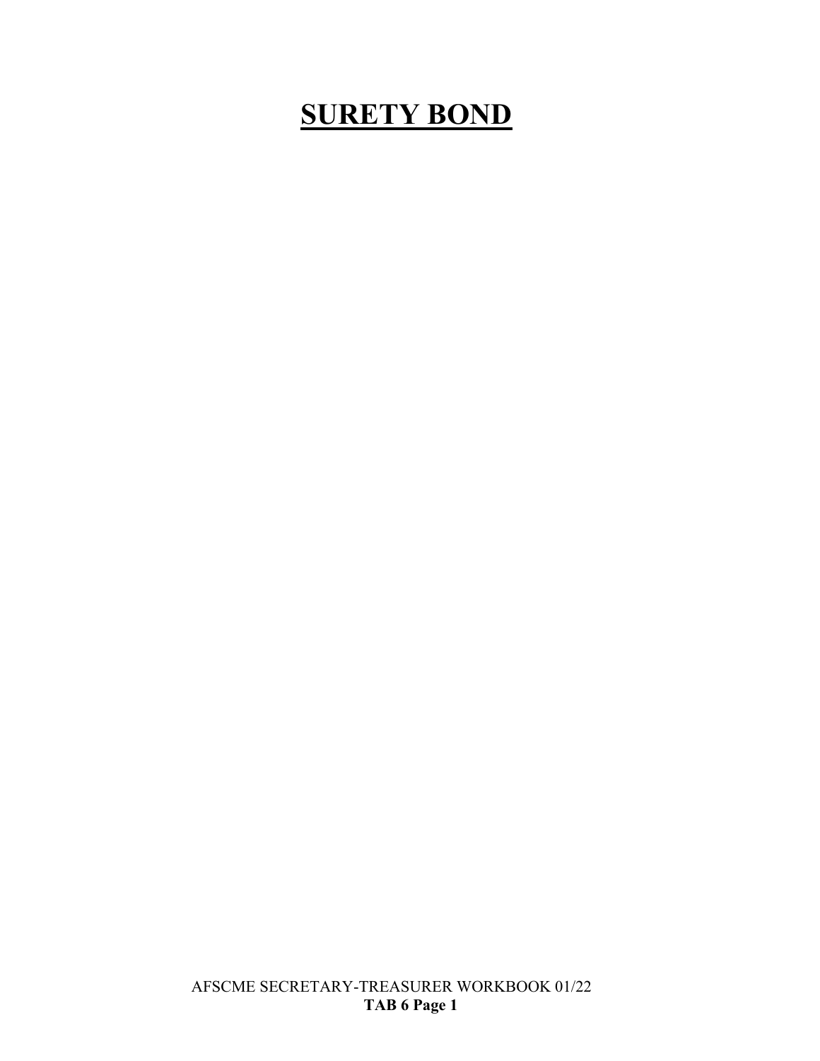# SURETY BOND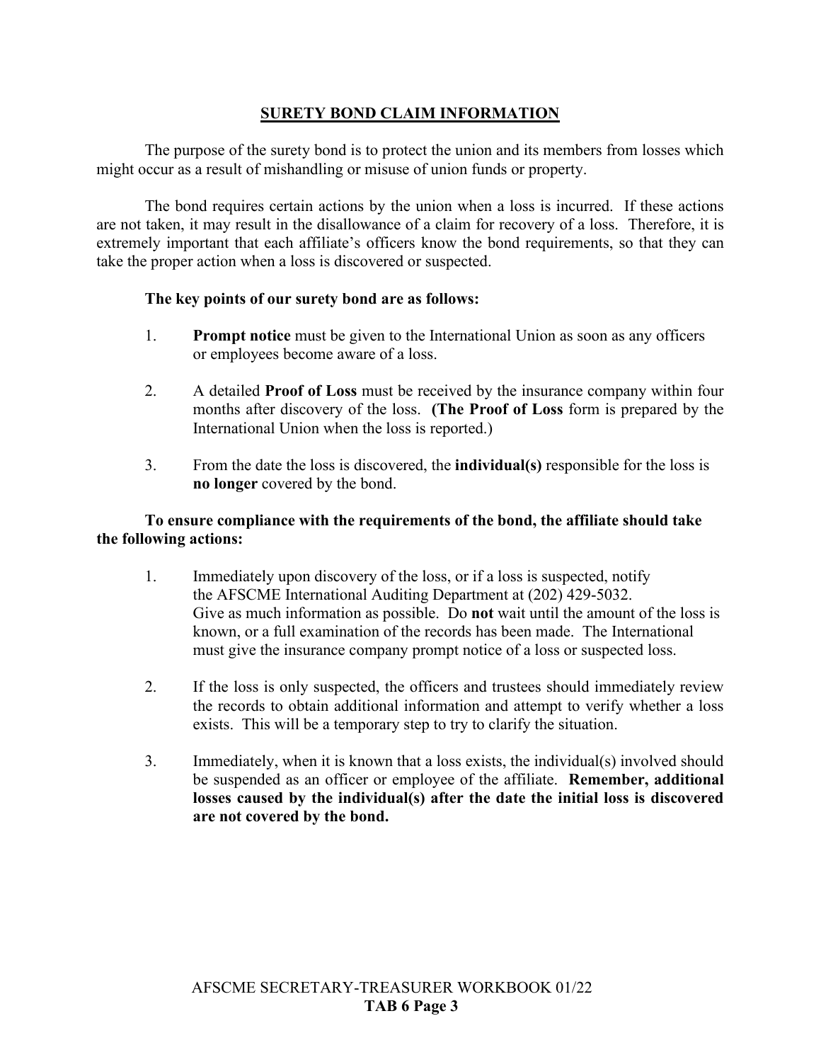## SURETY BOND CLAIM INFORMATION

The purpose of the surety bond is to protect the union and its members from losses which might occur as a result of mishandling or misuse of union funds or property.

The bond requires certain actions by the union when a loss is incurred. If these actions are not taken, it may result in the disallowance of a claim for recovery of a loss. Therefore, it is extremely important that each affiliate's officers know the bond requirements, so that they can take the proper action when a loss is discovered or suspected.

**The key points of our surety bond are as follows:**

1. **Prompt notice** must be given to the International Union as soon as any officers or employees become aware of a loss.

2. A detailed **Proof of Loss** must be received by the insurance company within four months after discovery of the loss. **(The Proof of Loss** form is prepared by the International Union when the loss is reported.)

3. From the date the loss is discovered, the **individual(s)** responsible for the loss is **no longer** covered by the bond.

**To ensure compliance with the requirements of the bond, the affiliate should take the following actions:**

1. Immediately upon discovery of the loss, or if a loss is suspected, notify the AFSCME International Auditing Department at (202) 429-5032. Give as much information as possible. Do **not** wait until the amount of the loss is known, or a full examination of the records has been made. The International must give the insurance company prompt notice of a loss or suspected loss.

2. If the loss is only suspected, the officers and trustees should immediately review the records to obtain additional information and attempt to verify whether a loss exists. This will be a temporary step to try to clarify the situation.

3. Immediately, when it is known that a loss exists, the individual(s) involved should be suspended as an officer or employee of the affiliate. **Remember, additional losses caused by the individual(s) after the date the initial loss is discovered are not covered by the bond.**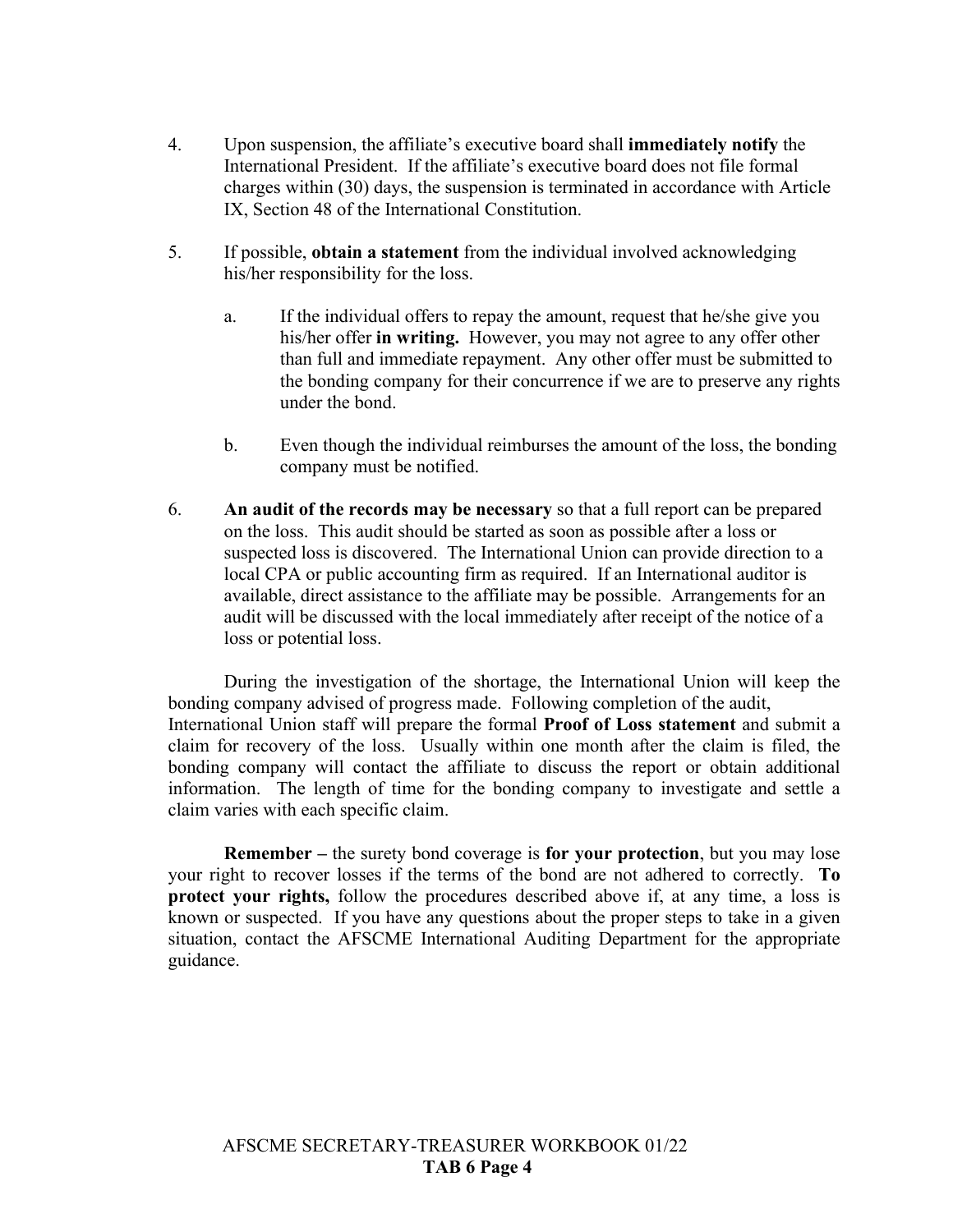4. Upon suspension, the affiliate's executive board shall **immediately notify** the International President. If the affiliate's executive board does not file formal charges within (30) days, the suspension is terminated in accordance with Article IX, Section 48 of the International Constitution.

5. If possible, **obtain a statement** from the individual involved acknowledging his/her responsibility for the loss.

   a. If the individual offers to repay the amount, request that he/she give you his/her offer **in writing.** However, you may not agree to any offer other than full and immediate repayment. Any other offer must be submitted to the bonding company for their concurrence if we are to preserve any rights under the bond.

   b. Even though the individual reimburses the amount of the loss, the bonding company must be notified.

6. **An audit of the records may be necessary** so that a full report can be prepared on the loss. This audit should be started as soon as possible after a loss or suspected loss is discovered. The International Union can provide direction to a local CPA or public accounting firm as required. If an International auditor is available, direct assistance to the affiliate may be possible. Arrangements for an audit will be discussed with the local immediately after receipt of the notice of a loss or potential loss.

During the investigation of the shortage, the International Union will keep the bonding company advised of progress made. Following completion of the audit, International Union staff will prepare the formal **Proof of Loss statement** and submit a claim for recovery of the loss. Usually within one month after the claim is filed, the bonding company will contact the affiliate to discuss the report or obtain additional information. The length of time for the bonding company to investigate and settle a claim varies with each specific claim.

**Remember –** the surety bond coverage is **for your protection**, but you may lose your right to recover losses if the terms of the bond are not adhered to correctly. **To protect your rights,** follow the procedures described above if, at any time, a loss is known or suspected. If you have any questions about the proper steps to take in a given situation, contact the AFSCME International Auditing Department for the appropriate guidance.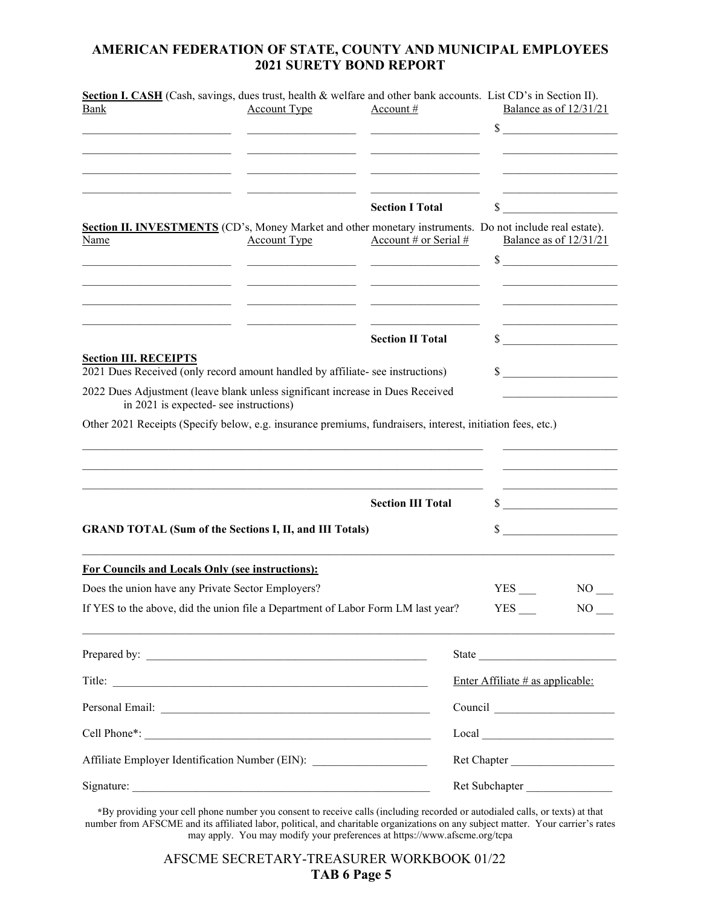# AMERICAN FEDERATION OF STATE, COUNTY AND MUNICIPAL EMPLOYEES
## 2021 SURETY BOND REPORT

**Section I. CASH** (Cash, savings, dues trust, health & welfare and other bank accounts. List CD's in Section II).

| Bank | Account Type | Account # | Balance as of 12/31/21 |
|---|---|---|---|
| ____________________ | ____________________ | ____________________ | $ ____________________ |
| ____________________ | ____________________ | ____________________ | ____________________ |
| ____________________ | ____________________ | ____________________ | ____________________ |
| ____________________ | ____________________ | ____________________ | ____________________ |
| | | **Section I Total** | $ ____________________ |

**Section II. INVESTMENTS** (CD's, Money Market and other monetary instruments. Do not include real estate).

| Name | Account Type | Account # or Serial # | Balance as of 12/31/21 |
|---|---|---|---|
| ____________________ | ____________________ | ____________________ | $ ____________________ |
| ____________________ | ____________________ | ____________________ | ____________________ |
| ____________________ | ____________________ | ____________________ | ____________________ |
| ____________________ | ____________________ | ____________________ | ____________________ |
| | | **Section II Total** | $ ____________________ |

**Section III. RECEIPTS**

2021 Dues Received (only record amount handled by affiliate- see instructions) $ ____________________

2022 Dues Adjustment (leave blank unless significant increase in Dues Received in 2021 is expected- see instructions) ____________________

Other 2021 Receipts (Specify below, e.g. insurance premiums, fundraisers, interest, initiation fees, etc.)

____________________________________________________________ ____________________

____________________________________________________________ ____________________

____________________________________________________________ ____________________

**Section III Total** $ ____________________

**GRAND TOTAL (Sum of the Sections I, II, and III Totals)** $ ____________________

---

**For Councils and Locals Only (see instructions):**

Does the union have any Private Sector Employers? YES ___ NO ___

If YES to the above, did the union file a Department of Labor Form LM last year? YES ___ NO ___

---

Prepared by: ____________________________________ State ____________________

Title: ____________________________________ Enter Affiliate # as applicable:

Personal Email: ____________________________________ Council ____________________

Cell Phone*: ____________________________________ Local ____________________

Affiliate Employer Identification Number (EIN): ____________________ Ret Chapter ____________________

Signature: ____________________________________ Ret Subchapter ____________________

*By providing your cell phone number you consent to receive calls (including recorded or autodialed calls, or texts) at that number from AFSCME and its affiliated labor, political, and charitable organizations on any subject matter. Your carrier's rates may apply. You may modify your preferences at https://www.afscme.org/tcpa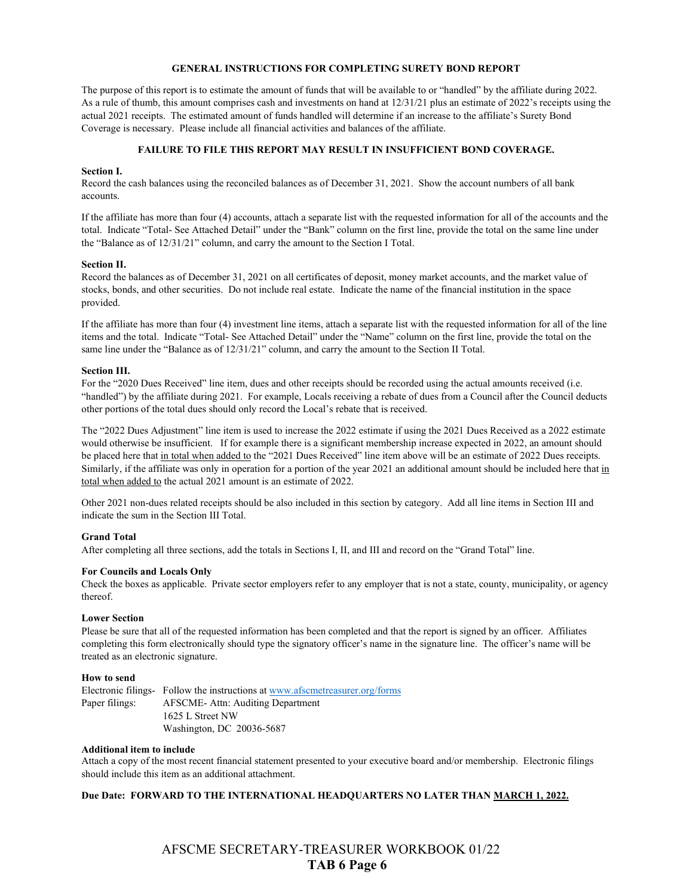## GENERAL INSTRUCTIONS FOR COMPLETING SURETY BOND REPORT

The purpose of this report is to estimate the amount of funds that will be available to or "handled" by the affiliate during 2022. As a rule of thumb, this amount comprises cash and investments on hand at 12/31/21 plus an estimate of 2022's receipts using the actual 2021 receipts. The estimated amount of funds handled will determine if an increase to the affiliate's Surety Bond Coverage is necessary. Please include all financial activities and balances of the affiliate.

**FAILURE TO FILE THIS REPORT MAY RESULT IN INSUFFICIENT BOND COVERAGE.**

**Section I.**
Record the cash balances using the reconciled balances as of December 31, 2021. Show the account numbers of all bank accounts.

If the affiliate has more than four (4) accounts, attach a separate list with the requested information for all of the accounts and the total. Indicate "Total- See Attached Detail" under the "Bank" column on the first line, provide the total on the same line under the "Balance as of 12/31/21" column, and carry the amount to the Section I Total.

**Section II.**
Record the balances as of December 31, 2021 on all certificates of deposit, money market accounts, and the market value of stocks, bonds, and other securities. Do not include real estate. Indicate the name of the financial institution in the space provided.

If the affiliate has more than four (4) investment line items, attach a separate list with the requested information for all of the line items and the total. Indicate "Total- See Attached Detail" under the "Name" column on the first line, provide the total on the same line under the "Balance as of 12/31/21" column, and carry the amount to the Section II Total.

**Section III.**
For the "2020 Dues Received" line item, dues and other receipts should be recorded using the actual amounts received (i.e. "handled") by the affiliate during 2021. For example, Locals receiving a rebate of dues from a Council after the Council deducts other portions of the total dues should only record the Local's rebate that is received.

The "2022 Dues Adjustment" line item is used to increase the 2022 estimate if using the 2021 Dues Received as a 2022 estimate would otherwise be insufficient. If for example there is a significant membership increase expected in 2022, an amount should be placed here that in total when added to the "2021 Dues Received" line item above will be an estimate of 2022 Dues receipts. Similarly, if the affiliate was only in operation for a portion of the year 2021 an additional amount should be included here that in total when added to the actual 2021 amount is an estimate of 2022.

Other 2021 non-dues related receipts should be also included in this section by category. Add all line items in Section III and indicate the sum in the Section III Total.

**Grand Total**
After completing all three sections, add the totals in Sections I, II, and III and record on the "Grand Total" line.

**For Councils and Locals Only**
Check the boxes as applicable. Private sector employers refer to any employer that is not a state, county, municipality, or agency thereof.

**Lower Section**
Please be sure that all of the requested information has been completed and that the report is signed by an officer. Affiliates completing this form electronically should type the signatory officer's name in the signature line. The officer's name will be treated as an electronic signature.

**How to send**
Electronic filings- Follow the instructions at www.afscmetreasurer.org/forms
Paper filings: AFSCME- Attn: Auditing Department
1625 L Street NW
Washington, DC 20036-5687

**Additional item to include**
Attach a copy of the most recent financial statement presented to your executive board and/or membership. Electronic filings should include this item as an additional attachment.

**Due Date: FORWARD TO THE INTERNATIONAL HEADQUARTERS NO LATER THAN MARCH 1, 2022.**